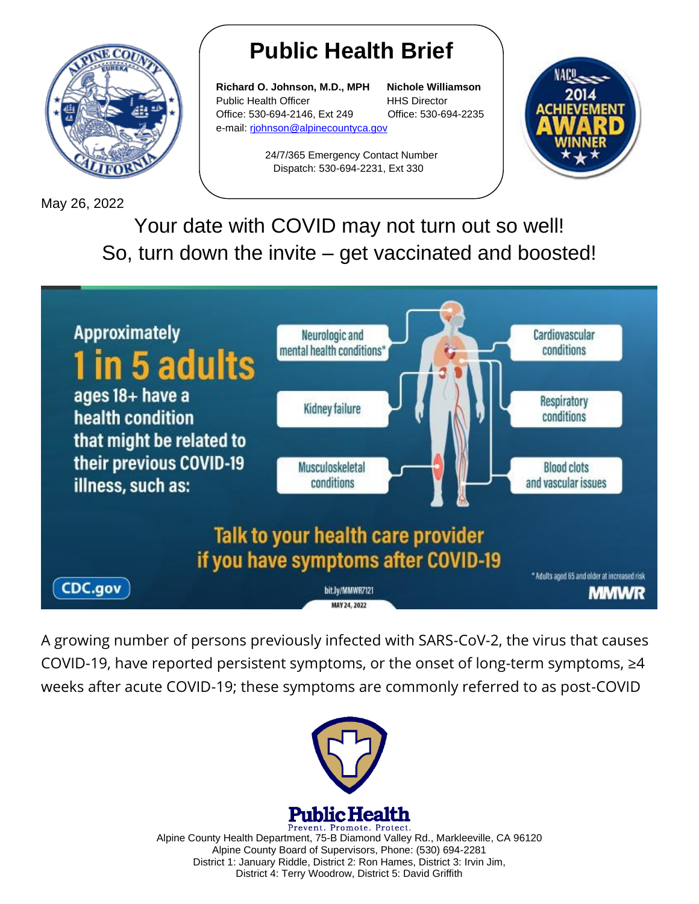# Public Health Brief

**Richard O. Johnson, M.D., MPH**
Public Health Officer
Office: 530-694-2146, Ext 249
e-mail: rjohnson@alpinecountyca.gov

**Nichole Williamson**
HHS Director
Office: 530-694-2235

24/7/365 Emergency Contact Number
Dispatch: 530-694-2231, Ext 330

May 26, 2022

## Your date with COVID may not turn out so well! So, turn down the invite – get vaccinated and boosted!

Approximately **1 in 5 adults** ages 18+ have a health condition that might be related to their previous COVID-19 illness, such as:

- Neurologic and mental health conditions*
- Kidney failure
- Musculoskeletal conditions
- Cardiovascular conditions
- Respiratory conditions
- Blood clots and vascular issues

**Talk to your health care provider if you have symptoms after COVID-19**

*Adults aged 65 and older at increased risk

CDC.gov bit.ly/MMWR7121 MAY 24, 2022 MMWR

A growing number of persons previously infected with SARS-CoV-2, the virus that causes COVID-19, have reported persistent symptoms, or the onset of long-term symptoms, ≥4 weeks after acute COVID-19; these symptoms are commonly referred to as post-COVID

Public Health
Prevent. Promote. Protect.

Alpine County Health Department, 75-B Diamond Valley Rd., Markleeville, CA 96120
Alpine County Board of Supervisors, Phone: (530) 694-2281
District 1: January Riddle, District 2: Ron Hames, District 3: Irvin Jim,
District 4: Terry Woodrow, District 5: David Griffith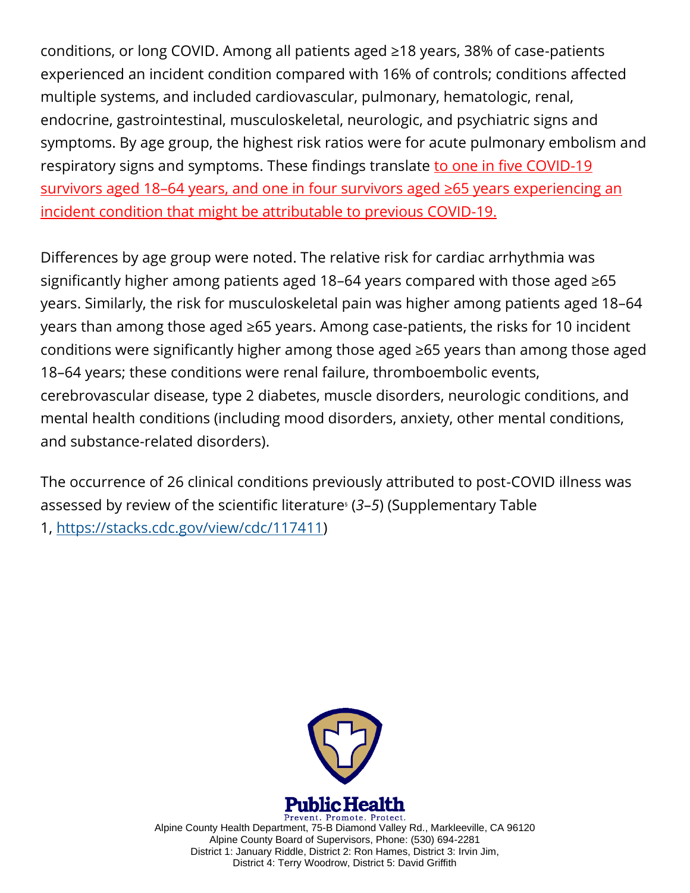conditions, or long COVID. Among all patients aged ≥18 years, 38% of case-patients experienced an incident condition compared with 16% of controls; conditions affected multiple systems, and included cardiovascular, pulmonary, hematologic, renal, endocrine, gastrointestinal, musculoskeletal, neurologic, and psychiatric signs and symptoms. By age group, the highest risk ratios were for acute pulmonary embolism and respiratory signs and symptoms. These findings translate to one in five COVID-19 survivors aged 18–64 years, and one in four survivors aged ≥65 years experiencing an incident condition that might be attributable to previous COVID-19.

Differences by age group were noted. The relative risk for cardiac arrhythmia was significantly higher among patients aged 18–64 years compared with those aged ≥65 years. Similarly, the risk for musculoskeletal pain was higher among patients aged 18–64 years than among those aged ≥65 years. Among case-patients, the risks for 10 incident conditions were significantly higher among those aged ≥65 years than among those aged 18–64 years; these conditions were renal failure, thromboembolic events, cerebrovascular disease, type 2 diabetes, muscle disorders, neurologic conditions, and mental health conditions (including mood disorders, anxiety, other mental conditions, and substance-related disorders).

The occurrence of 26 clinical conditions previously attributed to post-COVID illness was assessed by review of the scientific literature[§] (*3*–*5*) (Supplementary Table 1, https://stacks.cdc.gov/view/cdc/117411)

Alpine County Health Department, 75-B Diamond Valley Rd., Markleeville, CA 96120
Alpine County Board of Supervisors, Phone: (530) 694-2281
District 1: January Riddle, District 2: Ron Hames, District 3: Irvin Jim,
District 4: Terry Woodrow, District 5: David Griffith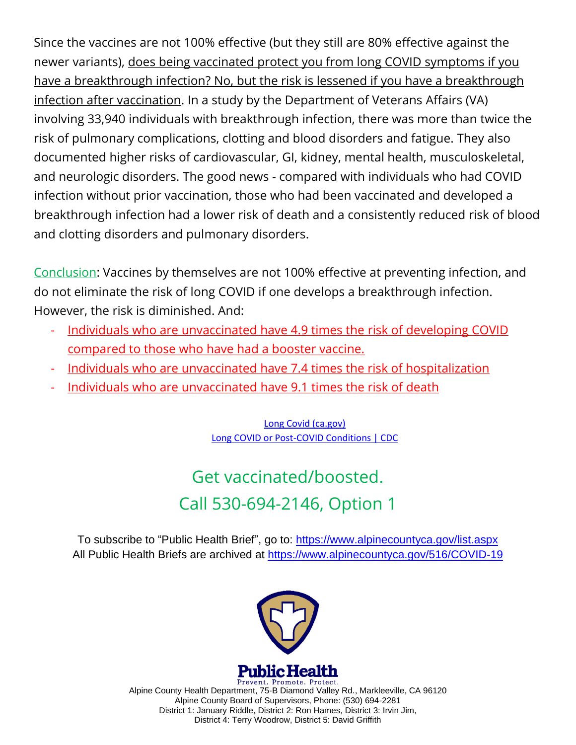Since the vaccines are not 100% effective (but they still are 80% effective against the newer variants), does being vaccinated protect you from long COVID symptoms if you have a breakthrough infection? No, but the risk is lessened if you have a breakthrough infection after vaccination. In a study by the Department of Veterans Affairs (VA) involving 33,940 individuals with breakthrough infection, there was more than twice the risk of pulmonary complications, clotting and blood disorders and fatigue. They also documented higher risks of cardiovascular, GI, kidney, mental health, musculoskeletal, and neurologic disorders. The good news - compared with individuals who had COVID infection without prior vaccination, those who had been vaccinated and developed a breakthrough infection had a lower risk of death and a consistently reduced risk of blood and clotting disorders and pulmonary disorders.

Conclusion: Vaccines by themselves are not 100% effective at preventing infection, and do not eliminate the risk of long COVID if one develops a breakthrough infection. However, the risk is diminished. And:

- Individuals who are unvaccinated have 4.9 times the risk of developing COVID compared to those who have had a booster vaccine.
- Individuals who are unvaccinated have 7.4 times the risk of hospitalization
- Individuals who are unvaccinated have 9.1 times the risk of death

Long Covid (ca.gov)
Long COVID or Post-COVID Conditions | CDC

## Get vaccinated/boosted.
## Call 530-694-2146, Option 1

To subscribe to "Public Health Brief", go to: https://www.alpinecountyca.gov/list.aspx
All Public Health Briefs are archived at https://www.alpinecountyca.gov/516/COVID-19

Public Health
Prevent. Promote. Protect.

Alpine County Health Department, 75-B Diamond Valley Rd., Markleeville, CA 96120
Alpine County Board of Supervisors, Phone: (530) 694-2281
District 1: January Riddle, District 2: Ron Hames, District 3: Irvin Jim,
District 4: Terry Woodrow, District 5: David Griffith